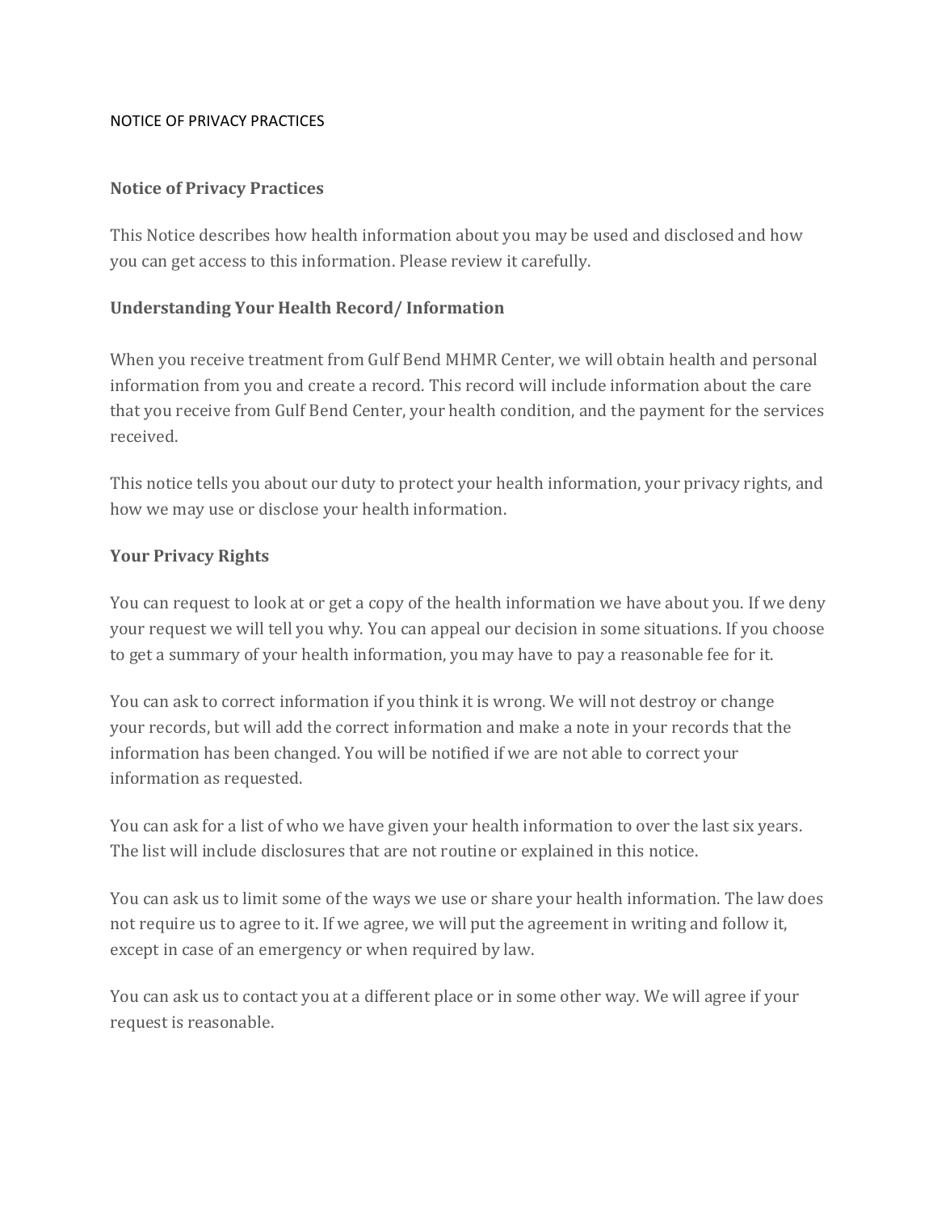NOTICE OF PRIVACY PRACTICES

## Notice of Privacy Practices

This Notice describes how health information about you may be used and disclosed and how you can get access to this information. Please review it carefully.

## Understanding Your Health Record/ Information

When you receive treatment from Gulf Bend MHMR Center, we will obtain health and personal information from you and create a record. This record will include information about the care that you receive from Gulf Bend Center, your health condition, and the payment for the services received.

This notice tells you about our duty to protect your health information, your privacy rights, and how we may use or disclose your health information.

## Your Privacy Rights

You can request to look at or get a copy of the health information we have about you. If we deny your request we will tell you why. You can appeal our decision in some situations. If you choose to get a summary of your health information, you may have to pay a reasonable fee for it.

You can ask to correct information if you think it is wrong. We will not destroy or change your records, but will add the correct information and make a note in your records that the information has been changed. You will be notified if we are not able to correct your information as requested.

You can ask for a list of who we have given your health information to over the last six years. The list will include disclosures that are not routine or explained in this notice.

You can ask us to limit some of the ways we use or share your health information. The law does not require us to agree to it. If we agree, we will put the agreement in writing and follow it, except in case of an emergency or when required by law.

You can ask us to contact you at a different place or in some other way. We will agree if your request is reasonable.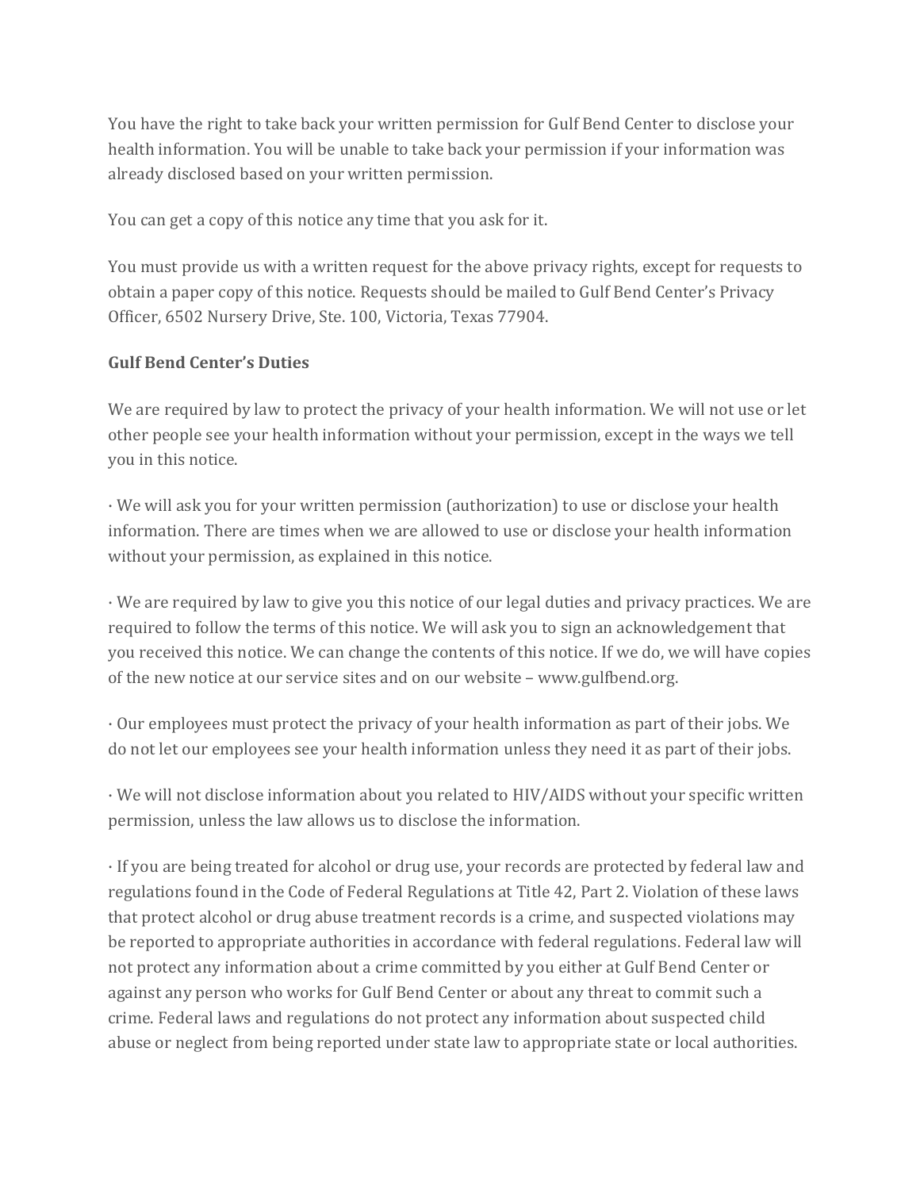You have the right to take back your written permission for Gulf Bend Center to disclose your health information. You will be unable to take back your permission if your information was already disclosed based on your written permission.

You can get a copy of this notice any time that you ask for it.

You must provide us with a written request for the above privacy rights, except for requests to obtain a paper copy of this notice. Requests should be mailed to Gulf Bend Center's Privacy Officer, 6502 Nursery Drive, Ste. 100, Victoria, Texas 77904.

**Gulf Bend Center's Duties**

We are required by law to protect the privacy of your health information. We will not use or let other people see your health information without your permission, except in the ways we tell you in this notice.

· We will ask you for your written permission (authorization) to use or disclose your health information. There are times when we are allowed to use or disclose your health information without your permission, as explained in this notice.

· We are required by law to give you this notice of our legal duties and privacy practices. We are required to follow the terms of this notice. We will ask you to sign an acknowledgement that you received this notice. We can change the contents of this notice. If we do, we will have copies of the new notice at our service sites and on our website – www.gulfbend.org.

· Our employees must protect the privacy of your health information as part of their jobs. We do not let our employees see your health information unless they need it as part of their jobs.

· We will not disclose information about you related to HIV/AIDS without your specific written permission, unless the law allows us to disclose the information.

· If you are being treated for alcohol or drug use, your records are protected by federal law and regulations found in the Code of Federal Regulations at Title 42, Part 2. Violation of these laws that protect alcohol or drug abuse treatment records is a crime, and suspected violations may be reported to appropriate authorities in accordance with federal regulations. Federal law will not protect any information about a crime committed by you either at Gulf Bend Center or against any person who works for Gulf Bend Center or about any threat to commit such a crime. Federal laws and regulations do not protect any information about suspected child abuse or neglect from being reported under state law to appropriate state or local authorities.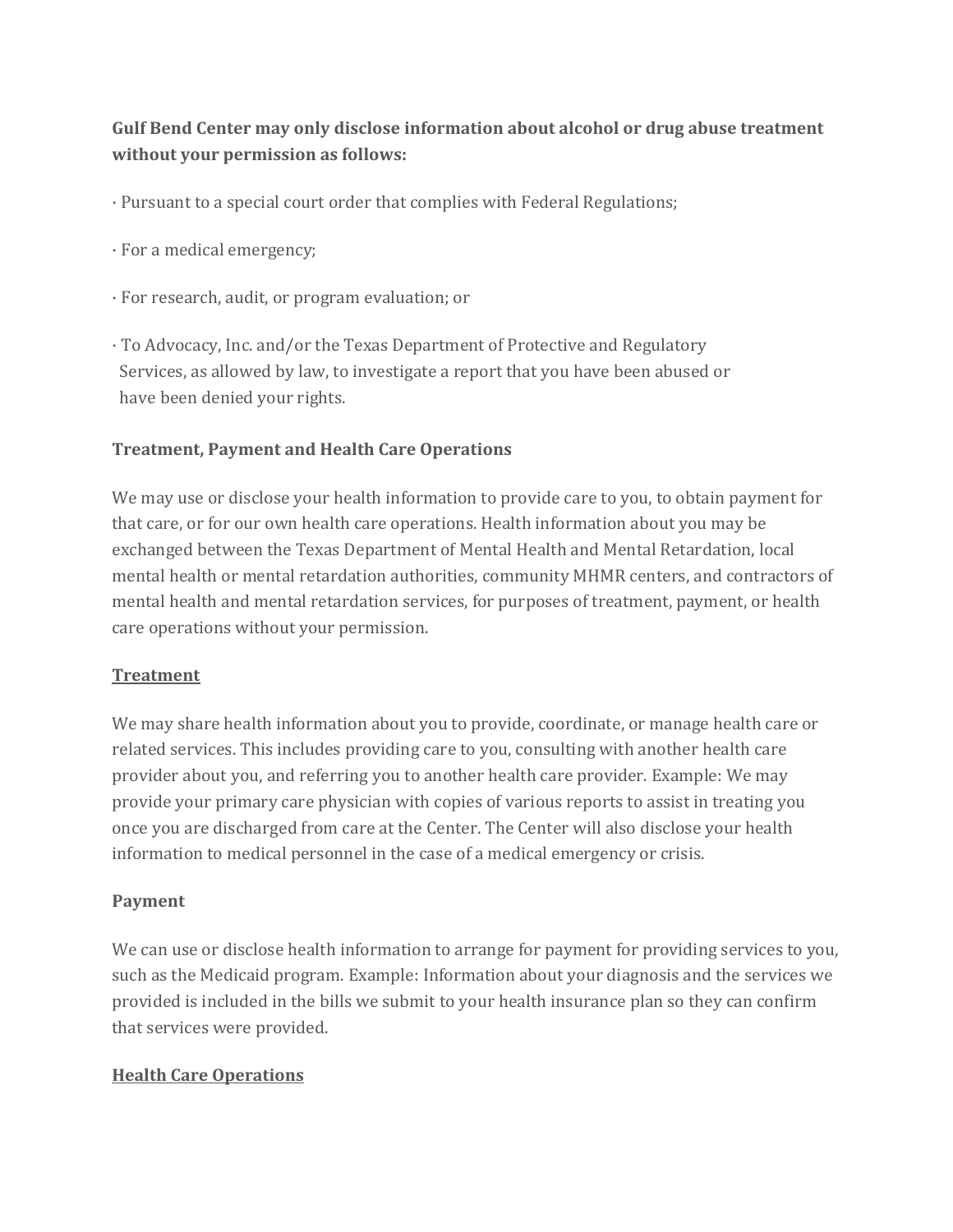**Gulf Bend Center may only disclose information about alcohol or drug abuse treatment without your permission as follows:**

- Pursuant to a special court order that complies with Federal Regulations;
- For a medical emergency;
- For research, audit, or program evaluation; or
- To Advocacy, Inc. and/or the Texas Department of Protective and Regulatory Services, as allowed by law, to investigate a report that you have been abused or have been denied your rights.

### Treatment, Payment and Health Care Operations

We may use or disclose your health information to provide care to you, to obtain payment for that care, or for our own health care operations. Health information about you may be exchanged between the Texas Department of Mental Health and Mental Retardation, local mental health or mental retardation authorities, community MHMR centers, and contractors of mental health and mental retardation services, for purposes of treatment, payment, or health care operations without your permission.

#### Treatment

We may share health information about you to provide, coordinate, or manage health care or related services. This includes providing care to you, consulting with another health care provider about you, and referring you to another health care provider. Example: We may provide your primary care physician with copies of various reports to assist in treating you once you are discharged from care at the Center. The Center will also disclose your health information to medical personnel in the case of a medical emergency or crisis.

#### Payment

We can use or disclose health information to arrange for payment for providing services to you, such as the Medicaid program. Example: Information about your diagnosis and the services we provided is included in the bills we submit to your health insurance plan so they can confirm that services were provided.

#### Health Care Operations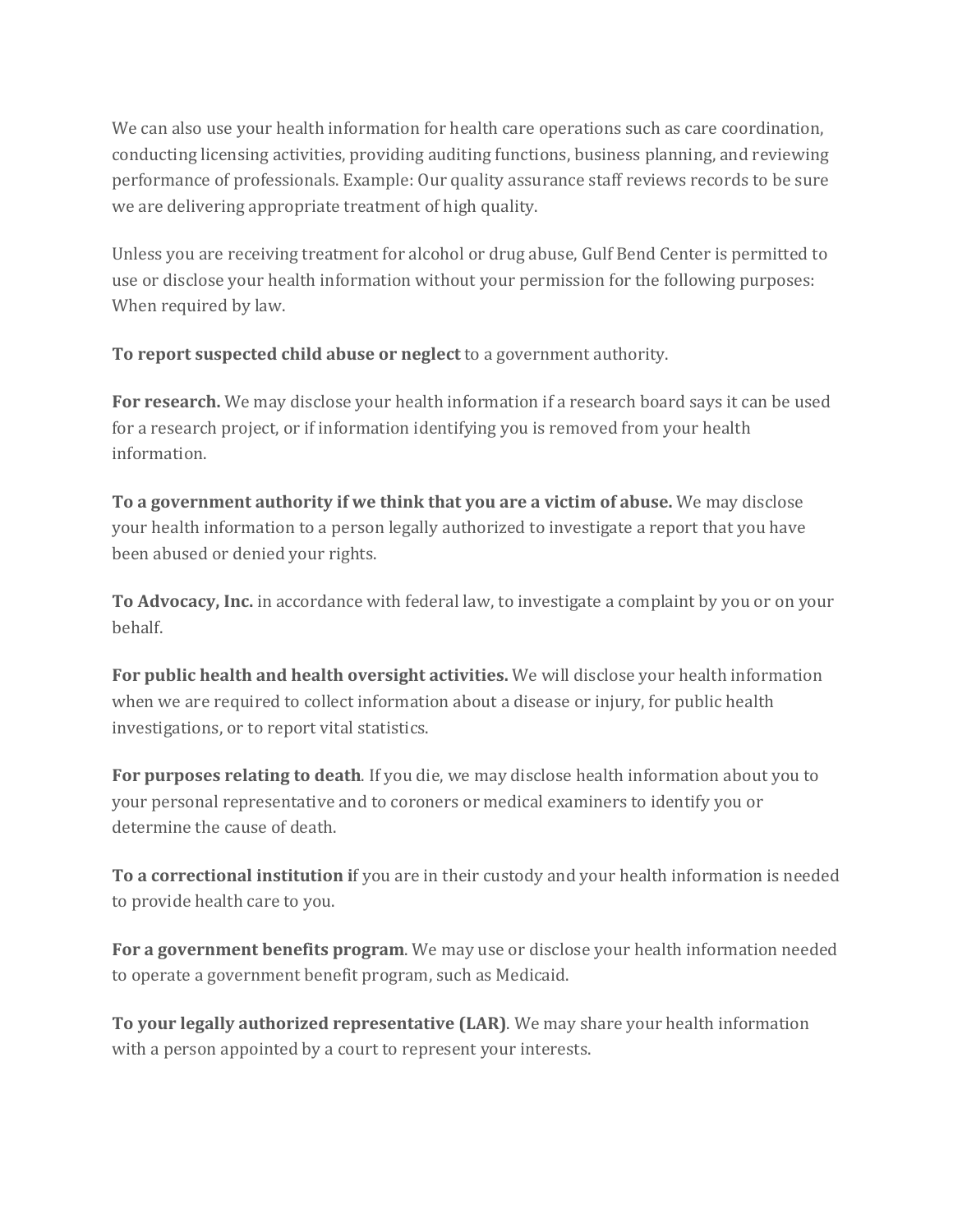We can also use your health information for health care operations such as care coordination, conducting licensing activities, providing auditing functions, business planning, and reviewing performance of professionals. Example: Our quality assurance staff reviews records to be sure we are delivering appropriate treatment of high quality.

Unless you are receiving treatment for alcohol or drug abuse, Gulf Bend Center is permitted to use or disclose your health information without your permission for the following purposes: When required by law.

**To report suspected child abuse or neglect** to a government authority.

**For research.** We may disclose your health information if a research board says it can be used for a research project, or if information identifying you is removed from your health information.

**To a government authority if we think that you are a victim of abuse.** We may disclose your health information to a person legally authorized to investigate a report that you have been abused or denied your rights.

**To Advocacy, Inc.** in accordance with federal law, to investigate a complaint by you or on your behalf.

**For public health and health oversight activities.** We will disclose your health information when we are required to collect information about a disease or injury, for public health investigations, or to report vital statistics.

**For purposes relating to death**. If you die, we may disclose health information about you to your personal representative and to coroners or medical examiners to identify you or determine the cause of death.

**To a correctional institution i**f you are in their custody and your health information is needed to provide health care to you.

**For a government benefits program**. We may use or disclose your health information needed to operate a government benefit program, such as Medicaid.

**To your legally authorized representative (LAR)**. We may share your health information with a person appointed by a court to represent your interests.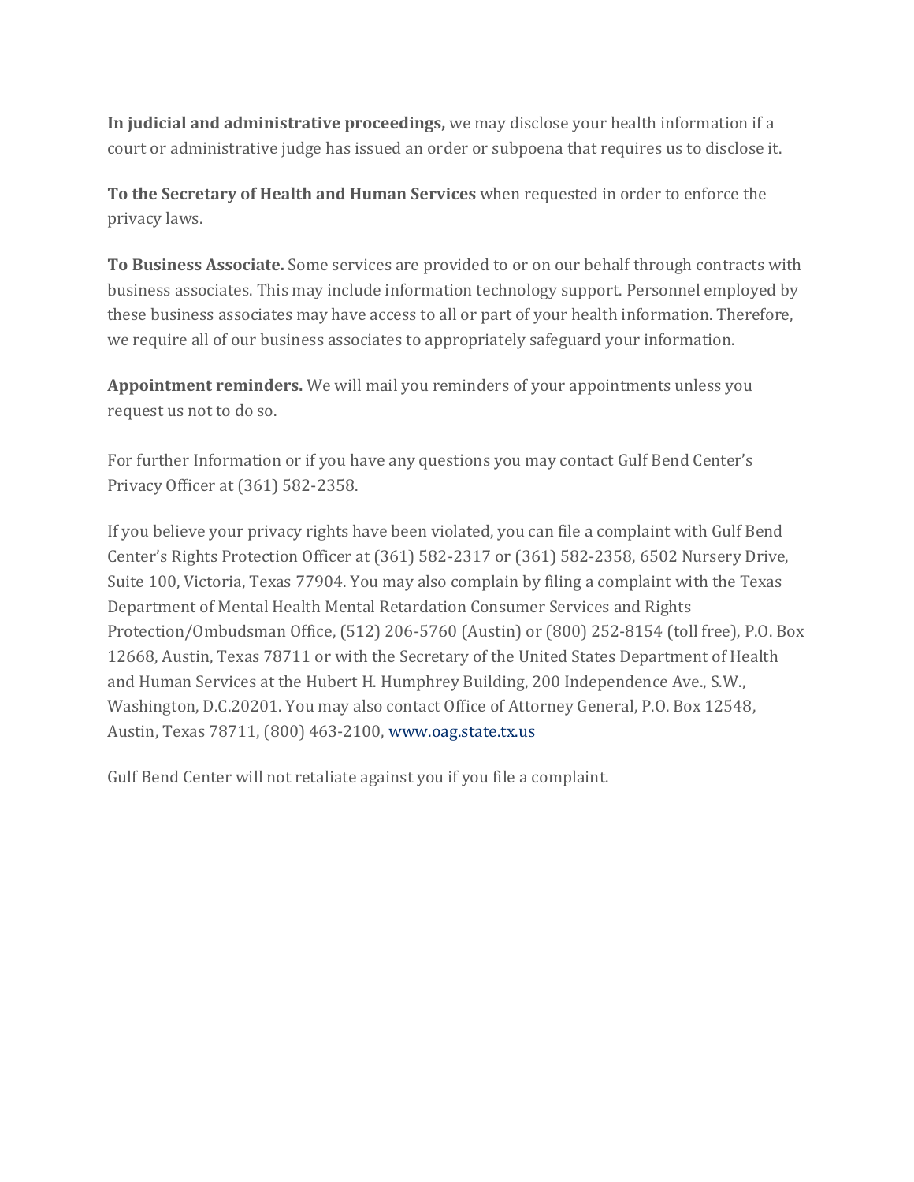**In judicial and administrative proceedings,** we may disclose your health information if a court or administrative judge has issued an order or subpoena that requires us to disclose it.

**To the Secretary of Health and Human Services** when requested in order to enforce the privacy laws.

**To Business Associate.** Some services are provided to or on our behalf through contracts with business associates. This may include information technology support. Personnel employed by these business associates may have access to all or part of your health information. Therefore, we require all of our business associates to appropriately safeguard your information.

**Appointment reminders.** We will mail you reminders of your appointments unless you request us not to do so.

For further Information or if you have any questions you may contact Gulf Bend Center's Privacy Officer at (361) 582-2358.

If you believe your privacy rights have been violated, you can file a complaint with Gulf Bend Center's Rights Protection Officer at (361) 582-2317 or (361) 582-2358, 6502 Nursery Drive, Suite 100, Victoria, Texas 77904. You may also complain by filing a complaint with the Texas Department of Mental Health Mental Retardation Consumer Services and Rights Protection/Ombudsman Office, (512) 206-5760 (Austin) or (800) 252-8154 (toll free), P.O. Box 12668, Austin, Texas 78711 or with the Secretary of the United States Department of Health and Human Services at the Hubert H. Humphrey Building, 200 Independence Ave., S.W., Washington, D.C.20201. You may also contact Office of Attorney General, P.O. Box 12548, Austin, Texas 78711, (800) 463-2100, www.oag.state.tx.us

Gulf Bend Center will not retaliate against you if you file a complaint.